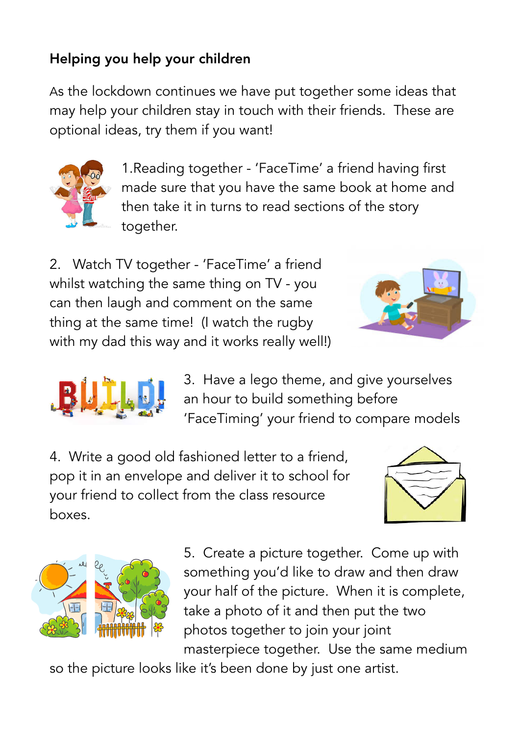**Helping you help your children**

As the lockdown continues we have put together some ideas that may help your children stay in touch with their friends. These are optional ideas, try them if you want!

1. Reading together - 'FaceTime' a friend having first made sure that you have the same book at home and then take it in turns to read sections of the story together.

2. Watch TV together - 'FaceTime' a friend whilst watching the same thing on TV - you can then laugh and comment on the same thing at the same time! (I watch the rugby with my dad this way and it works really well!)

3. Have a lego theme, and give yourselves an hour to build something before 'FaceTiming' your friend to compare models

4. Write a good old fashioned letter to a friend, pop it in an envelope and deliver it to school for your friend to collect from the class resource boxes.

5. Create a picture together. Come up with something you'd like to draw and then draw your half of the picture. When it is complete, take a photo of it and then put the two photos together to join your joint masterpiece together. Use the same medium so the picture looks like it's been done by just one artist.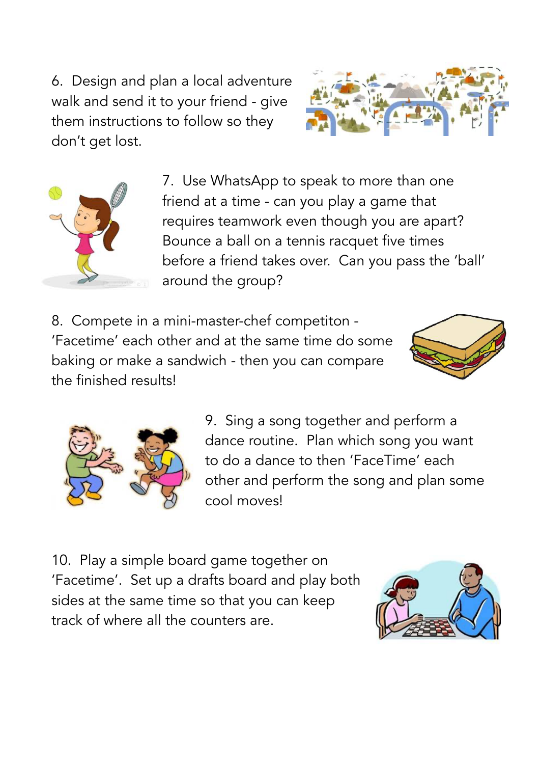6. Design and plan a local adventure walk and send it to your friend - give them instructions to follow so they don't get lost.

7. Use WhatsApp to speak to more than one friend at a time - can you play a game that requires teamwork even though you are apart? Bounce a ball on a tennis racquet five times before a friend takes over. Can you pass the 'ball' around the group?

8. Compete in a mini-master-chef competiton - 'Facetime' each other and at the same time do some baking or make a sandwich - then you can compare the finished results!

9. Sing a song together and perform a dance routine. Plan which song you want to do a dance to then 'FaceTime' each other and perform the song and plan some cool moves!

10. Play a simple board game together on 'Facetime'. Set up a drafts board and play both sides at the same time so that you can keep track of where all the counters are.